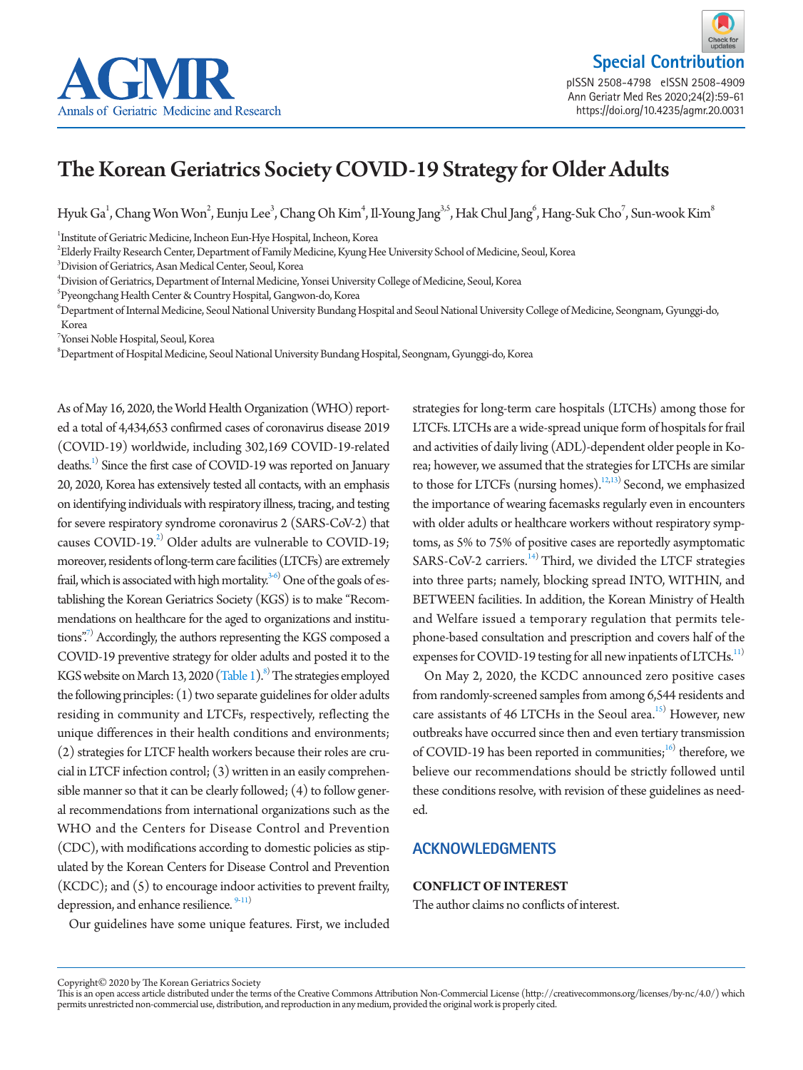# The Korean Geriatrics Society COVID-19 Strategy for Older Adults

Hyuk Ga[1], Chang Won Won[2], Eunju Lee[3], Chang Oh Kim[4], Il-Young Jang[3,5], Hak Chul Jang[6], Hang-Suk Cho[7], Sun-wook Kim[8]

[1]Institute of Geriatric Medicine, Incheon Eun-Hye Hospital, Incheon, Korea
[2]Elderly Frailty Research Center, Department of Family Medicine, Kyung Hee University School of Medicine, Seoul, Korea
[3]Division of Geriatrics, Asan Medical Center, Seoul, Korea
[4]Division of Geriatrics, Department of Internal Medicine, Yonsei University College of Medicine, Seoul, Korea
[5]Pyeongchang Health Center & Country Hospital, Gangwon-do, Korea
[6]Department of Internal Medicine, Seoul National University Bundang Hospital and Seoul National University College of Medicine, Seongnam, Gyunggi-do, Korea
[7]Yonsei Noble Hospital, Seoul, Korea
[8]Department of Hospital Medicine, Seoul National University Bundang Hospital, Seongnam, Gyunggi-do, Korea

As of May 16, 2020, the World Health Organization (WHO) reported a total of 4,434,653 confirmed cases of coronavirus disease 2019 (COVID-19) worldwide, including 302,169 COVID-19-related deaths.[1)] Since the first case of COVID-19 was reported on January 20, 2020, Korea has extensively tested all contacts, with an emphasis on identifying individuals with respiratory illness, tracing, and testing for severe respiratory syndrome coronavirus 2 (SARS-CoV-2) that causes COVID-19.[2)] Older adults are vulnerable to COVID-19; moreover, residents of long-term care facilities (LTCFs) are extremely frail, which is associated with high mortality.[3-6)] One of the goals of establishing the Korean Geriatrics Society (KGS) is to make "Recommendations on healthcare for the aged to organizations and institutions".[7)] Accordingly, the authors representing the KGS composed a COVID-19 preventive strategy for older adults and posted it to the KGS website on March 13, 2020 (Table 1).[8)] The strategies employed the following principles: (1) two separate guidelines for older adults residing in community and LTCFs, respectively, reflecting the unique differences in their health conditions and environments; (2) strategies for LTCF health workers because their roles are crucial in LTCF infection control; (3) written in an easily comprehensible manner so that it can be clearly followed; (4) to follow general recommendations from international organizations such as the WHO and the Centers for Disease Control and Prevention (CDC), with modifications according to domestic policies as stipulated by the Korean Centers for Disease Control and Prevention (KCDC); and (5) to encourage indoor activities to prevent frailty, depression, and enhance resilience.[9-11)]

Our guidelines have some unique features. First, we included strategies for long-term care hospitals (LTCHs) among those for LTCFs. LTCHs are a wide-spread unique form of hospitals for frail and activities of daily living (ADL)-dependent older people in Korea; however, we assumed that the strategies for LTCHs are similar to those for LTCFs (nursing homes).[12,13)] Second, we emphasized the importance of wearing facemasks regularly even in encounters with older adults or healthcare workers without respiratory symptoms, as 5% to 75% of positive cases are reportedly asymptomatic SARS-CoV-2 carriers.[14)] Third, we divided the LTCF strategies into three parts; namely, blocking spread INTO, WITHIN, and BETWEEN facilities. In addition, the Korean Ministry of Health and Welfare issued a temporary regulation that permits telephone-based consultation and prescription and covers half of the expenses for COVID-19 testing for all new inpatients of LTCHs.[11)]

On May 2, 2020, the KCDC announced zero positive cases from randomly-screened samples from among 6,544 residents and care assistants of 46 LTCHs in the Seoul area.[15)] However, new outbreaks have occurred since then and even tertiary transmission of COVID-19 has been reported in communities;[16)] therefore, we believe our recommendations should be strictly followed until these conditions resolve, with revision of these guidelines as needed.

## ACKNOWLEDGMENTS

### CONFLICT OF INTEREST

The author claims no conflicts of interest.

Copyright© 2020 by The Korean Geriatrics Society
This is an open access article distributed under the terms of the Creative Commons Attribution Non-Commercial License (http://creativecommons.org/licenses/by-nc/4.0/) which permits unrestricted non-commercial use, distribution, and reproduction in any medium, provided the original work is properly cited.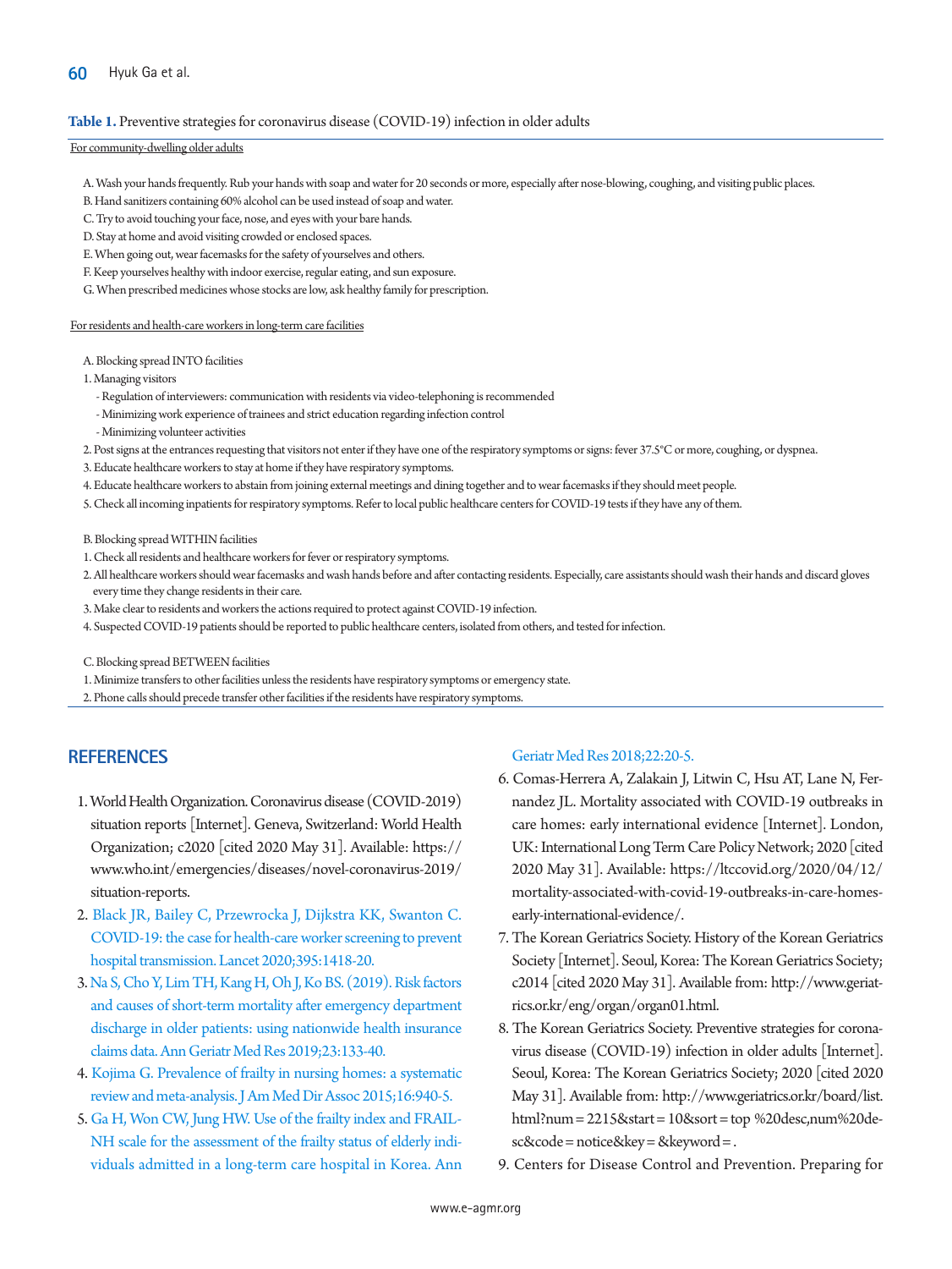**Table 1.** Preventive strategies for coronavirus disease (COVID-19) infection in older adults

For community-dwelling older adults

A. Wash your hands frequently. Rub your hands with soap and water for 20 seconds or more, especially after nose-blowing, coughing, and visiting public places.
B. Hand sanitizers containing 60% alcohol can be used instead of soap and water.
C. Try to avoid touching your face, nose, and eyes with your bare hands.
D. Stay at home and avoid visiting crowded or enclosed spaces.
E. When going out, wear facemasks for the safety of yourselves and others.
F. Keep yourselves healthy with indoor exercise, regular eating, and sun exposure.
G. When prescribed medicines whose stocks are low, ask healthy family for prescription.

For residents and health-care workers in long-term care facilities

A. Blocking spread INTO facilities
1. Managing visitors
- Regulation of interviewers: communication with residents via video-telephoning is recommended
- Minimizing work experience of trainees and strict education regarding infection control
- Minimizing volunteer activities
2. Post signs at the entrances requesting that visitors not enter if they have one of the respiratory symptoms or signs: fever 37.5°C or more, coughing, or dyspnea.
3. Educate healthcare workers to stay at home if they have respiratory symptoms.
4. Educate healthcare workers to abstain from joining external meetings and dining together and to wear facemasks if they should meet people.
5. Check all incoming inpatients for respiratory symptoms. Refer to local public healthcare centers for COVID-19 tests if they have any of them.

B. Blocking spread WITHIN facilities
1. Check all residents and healthcare workers for fever or respiratory symptoms.
2. All healthcare workers should wear facemasks and wash hands before and after contacting residents. Especially, care assistants should wash their hands and discard gloves every time they change residents in their care.
3. Make clear to residents and workers the actions required to protect against COVID-19 infection.
4. Suspected COVID-19 patients should be reported to public healthcare centers, isolated from others, and tested for infection.

C. Blocking spread BETWEEN facilities
1. Minimize transfers to other facilities unless the residents have respiratory symptoms or emergency state.
2. Phone calls should precede transfer other facilities if the residents have respiratory symptoms.

## REFERENCES

1. World Health Organization. Coronavirus disease (COVID-2019) situation reports [Internet]. Geneva, Switzerland: World Health Organization; c2020 [cited 2020 May 31]. Available: https://www.who.int/emergencies/diseases/novel-coronavirus-2019/situation-reports.
2. Black JR, Bailey C, Przewrocka J, Dijkstra KK, Swanton C. COVID-19: the case for health-care worker screening to prevent hospital transmission. Lancet 2020;395:1418-20.
3. Na S, Cho Y, Lim TH, Kang H, Oh J, Ko BS. (2019). Risk factors and causes of short-term mortality after emergency department discharge in older patients: using nationwide health insurance claims data. Ann Geriatr Med Res 2019;23:133-40.
4. Kojima G. Prevalence of frailty in nursing homes: a systematic review and meta-analysis. J Am Med Dir Assoc 2015;16:940-5.
5. Ga H, Won CW, Jung HW. Use of the frailty index and FRAIL-NH scale for the assessment of the frailty status of elderly individuals admitted in a long-term care hospital in Korea. Ann Geriatr Med Res 2018;22:20-5.
6. Comas-Herrera A, Zalakain J, Litwin C, Hsu AT, Lane N, Fernandez JL. Mortality associated with COVID-19 outbreaks in care homes: early international evidence [Internet]. London, UK: International Long Term Care Policy Network; 2020 [cited 2020 May 31]. Available: https://ltccovid.org/2020/04/12/mortality-associated-with-covid-19-outbreaks-in-care-homes-early-international-evidence/.
7. The Korean Geriatrics Society. History of the Korean Geriatrics Society [Internet]. Seoul, Korea: The Korean Geriatrics Society; c2014 [cited 2020 May 31]. Available from: http://www.geriatrics.or.kr/eng/organ/organ01.html.
8. The Korean Geriatrics Society. Preventive strategies for coronavirus disease (COVID-19) infection in older adults [Internet]. Seoul, Korea: The Korean Geriatrics Society; 2020 [cited 2020 May 31]. Available from: http://www.geriatrics.or.kr/board/list.html?num=2215&start=10&sort=top %20desc,num%20desc&code=notice&key=&keyword=.
9. Centers for Disease Control and Prevention. Preparing for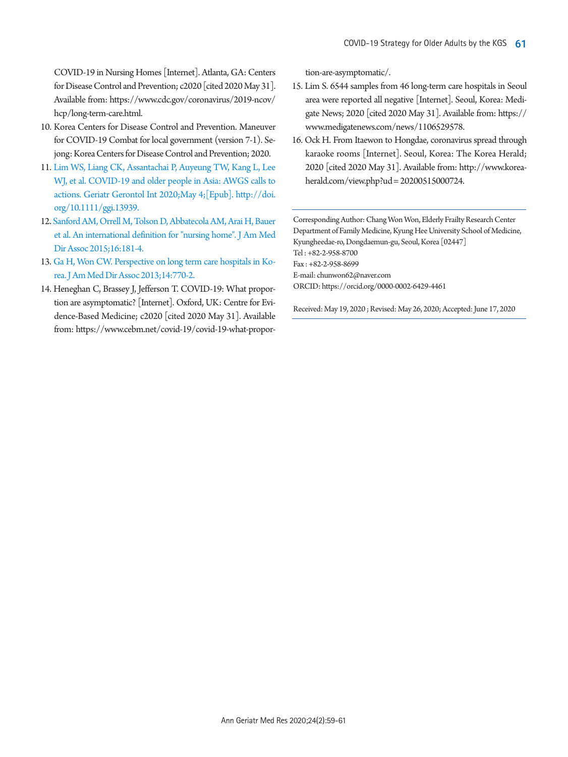COVID-19 in Nursing Homes [Internet]. Atlanta, GA: Centers for Disease Control and Prevention; c2020 [cited 2020 May 31]. Available from: https://www.cdc.gov/coronavirus/2019-ncov/hcp/long-term-care.html.

10. Korea Centers for Disease Control and Prevention. Maneuver for COVID-19 Combat for local government (version 7-1). Sejong: Korea Centers for Disease Control and Prevention; 2020.
11. Lim WS, Liang CK, Assantachai P, Auyeung TW, Kang L, Lee WJ, et al. COVID-19 and older people in Asia: AWGS calls to actions. Geriatr Gerontol Int 2020;May 4;[Epub]. http://doi.org/10.1111/ggi.13939.
12. Sanford AM, Orrell M, Tolson D, Abbatecola AM, Arai H, Bauer et al. An international definition for "nursing home". J Am Med Dir Assoc 2015;16:181-4.
13. Ga H, Won CW. Perspective on long term care hospitals in Korea. J Am Med Dir Assoc 2013;14:770-2.
14. Heneghan C, Brassey J, Jefferson T. COVID-19: What proportion are asymptomatic? [Internet]. Oxford, UK: Centre for Evidence-Based Medicine; c2020 [cited 2020 May 31]. Available from: https://www.cebm.net/covid-19/covid-19-what-proportion-are-asymptomatic/.
15. Lim S. 6544 samples from 46 long-term care hospitals in Seoul area were reported all negative [Internet]. Seoul, Korea: Medigate News; 2020 [cited 2020 May 31]. Available from: https://www.medigatenews.com/news/1106529578.
16. Ock H. From Itaewon to Hongdae, coronavirus spread through karaoke rooms [Internet]. Seoul, Korea: The Korea Herald; 2020 [cited 2020 May 31]. Available from: http://www.koreaherald.com/view.php?ud=20200515000724.

---

Corresponding Author: Chang Won Won, Elderly Frailty Research Center Department of Family Medicine, Kyung Hee University School of Medicine, Kyungheedae-ro, Dongdaemun-gu, Seoul, Korea [02447]
Tel : +82-2-958-8700
Fax : +82-2-958-8699
E-mail: chunwon62@naver.com
ORCID: https://orcid.org/0000-0002-6429-4461

Received: May 19, 2020 ; Revised: May 26, 2020; Accepted: June 17, 2020